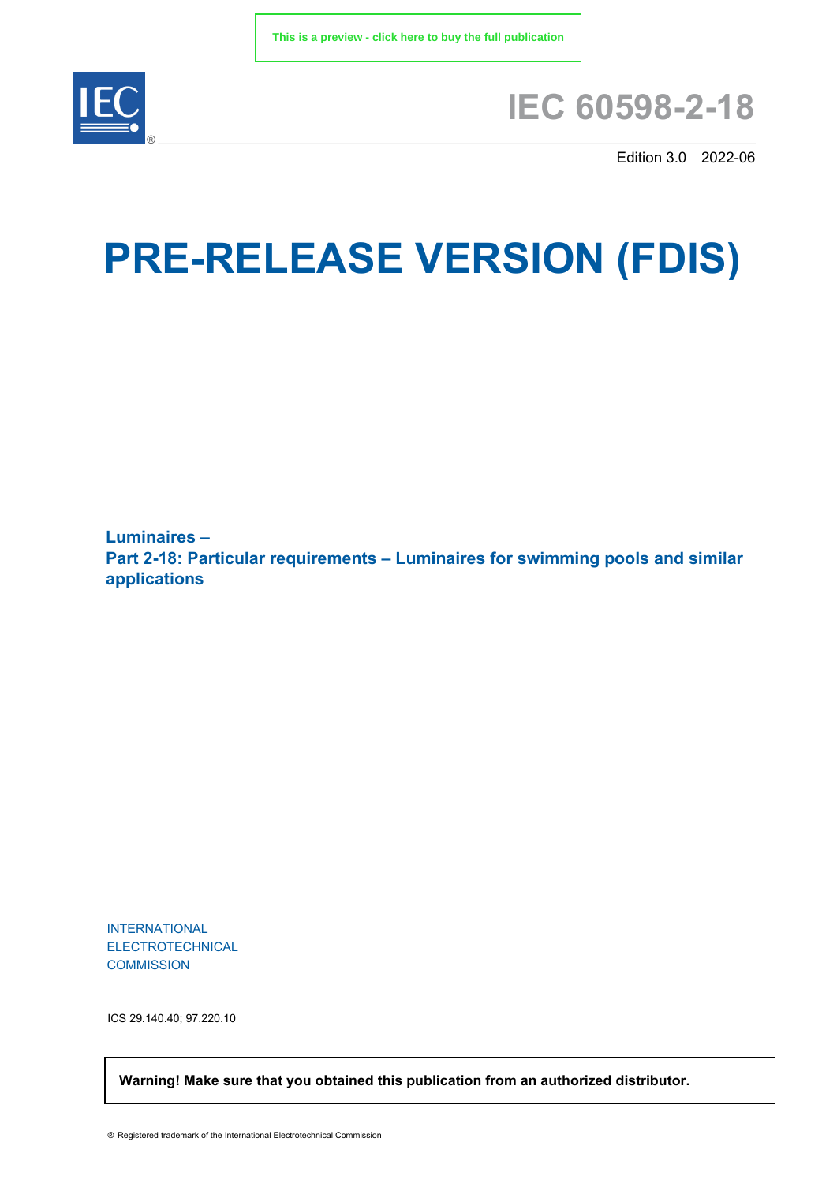This is a preview - click here to buy the full publication

# IEC 60598-2-18

Edition 3.0 2022-06

# PRE-RELEASE VERSION (FDIS)

**Luminaires –**
**Part 2-18: Particular requirements – Luminaires for swimming pools and similar applications**

INTERNATIONAL
ELECTROTECHNICAL
COMMISSION

ICS 29.140.40; 97.220.10

**Warning! Make sure that you obtained this publication from an authorized distributor.**

® Registered trademark of the International Electrotechnical Commission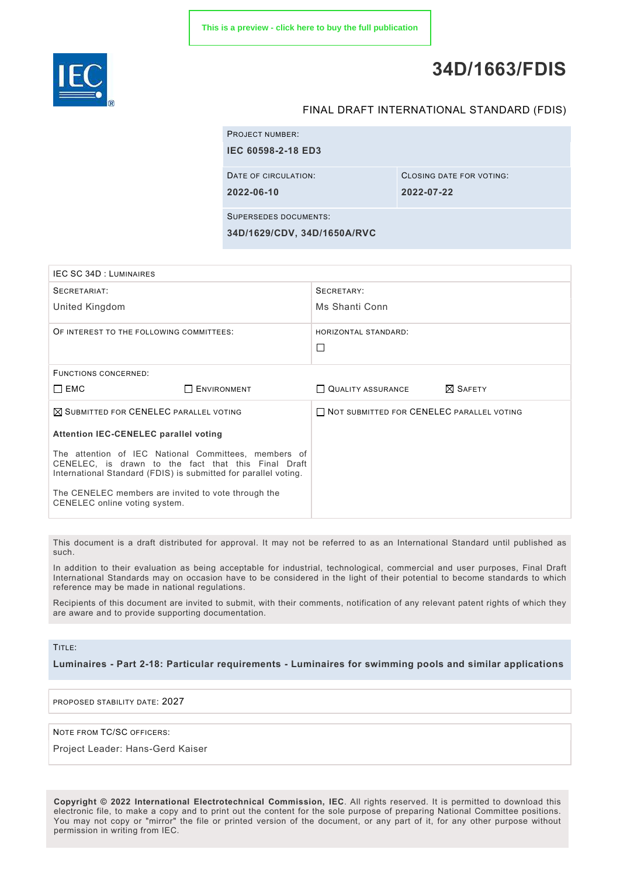This is a preview - click here to buy the full publication

# 34D/1663/FDIS

FINAL DRAFT INTERNATIONAL STANDARD (FDIS)

| PROJECT NUMBER: | |
|---|---|
| **IEC 60598-2-18 ED3** | |
| DATE OF CIRCULATION: **2022-06-10** | CLOSING DATE FOR VOTING: **2022-07-22** |
| SUPERSEDES DOCUMENTS: **34D/1629/CDV, 34D/1650A/RVC** | |

| IEC SC 34D : LUMINAIRES | |
|---|---|
| SECRETARIAT: United Kingdom | SECRETARY: Ms Shanti Conn |
| OF INTEREST TO THE FOLLOWING COMMITTEES: | HORIZONTAL STANDARD: ☐ |
| FUNCTIONS CONCERNED: ☐ EMC ☐ ENVIRONMENT | ☐ QUALITY ASSURANCE ☒ SAFETY |
| ☒ SUBMITTED FOR CENELEC PARALLEL VOTING | ☐ NOT SUBMITTED FOR CENELEC PARALLEL VOTING |

**Attention IEC-CENELEC parallel voting**

The attention of IEC National Committees, members of CENELEC, is drawn to the fact that this Final Draft International Standard (FDIS) is submitted for parallel voting.

The CENELEC members are invited to vote through the CENELEC online voting system.

This document is a draft distributed for approval. It may not be referred to as an International Standard until published as such.

In addition to their evaluation as being acceptable for industrial, technological, commercial and user purposes, Final Draft International Standards may on occasion have to be considered in the light of their potential to become standards to which reference may be made in national regulations.

Recipients of this document are invited to submit, with their comments, notification of any relevant patent rights of which they are aware and to provide supporting documentation.

TITLE:

**Luminaires - Part 2-18: Particular requirements - Luminaires for swimming pools and similar applications**

PROPOSED STABILITY DATE: 2027

NOTE FROM TC/SC OFFICERS:

Project Leader: Hans-Gerd Kaiser

**Copyright © 2022 International Electrotechnical Commission, IEC**. All rights reserved. It is permitted to download this electronic file, to make a copy and to print out the content for the sole purpose of preparing National Committee positions. You may not copy or "mirror" the file or printed version of the document, or any part of it, for any other purpose without permission in writing from IEC.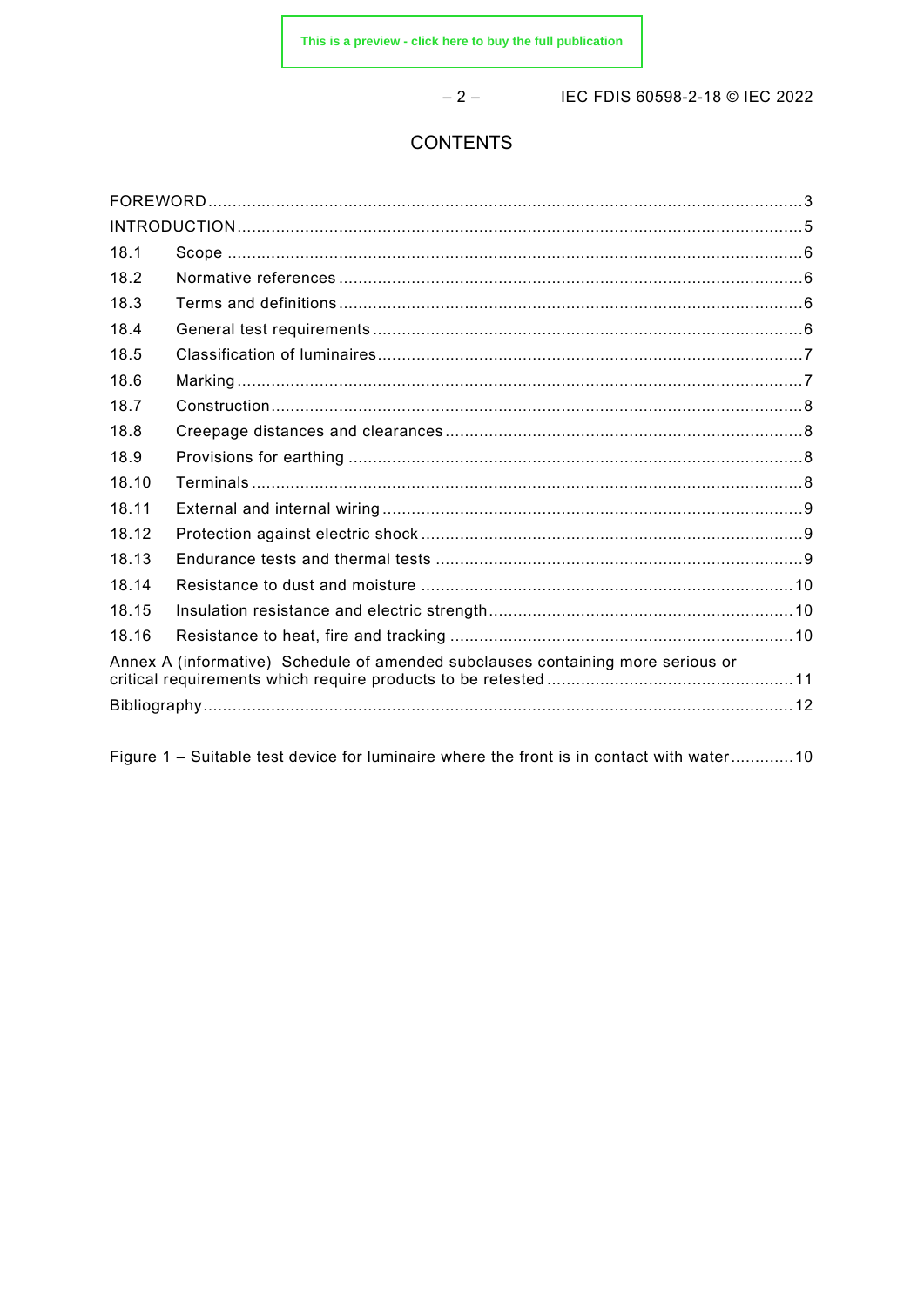# CONTENTS

| | |
|---|---|
| FOREWORD | 3 |
| INTRODUCTION | 5 |
| 18.1 Scope | 6 |
| 18.2 Normative references | 6 |
| 18.3 Terms and definitions | 6 |
| 18.4 General test requirements | 6 |
| 18.5 Classification of luminaires | 7 |
| 18.6 Marking | 7 |
| 18.7 Construction | 8 |
| 18.8 Creepage distances and clearances | 8 |
| 18.9 Provisions for earthing | 8 |
| 18.10 Terminals | 8 |
| 18.11 External and internal wiring | 9 |
| 18.12 Protection against electric shock | 9 |
| 18.13 Endurance tests and thermal tests | 9 |
| 18.14 Resistance to dust and moisture | 10 |
| 18.15 Insulation resistance and electric strength | 10 |
| 18.16 Resistance to heat, fire and tracking | 10 |
| Annex A (informative) Schedule of amended subclauses containing more serious or critical requirements which require products to be retested | 11 |
| Bibliography | 12 |
| | |
| Figure 1 – Suitable test device for luminaire where the front is in contact with water | 10 |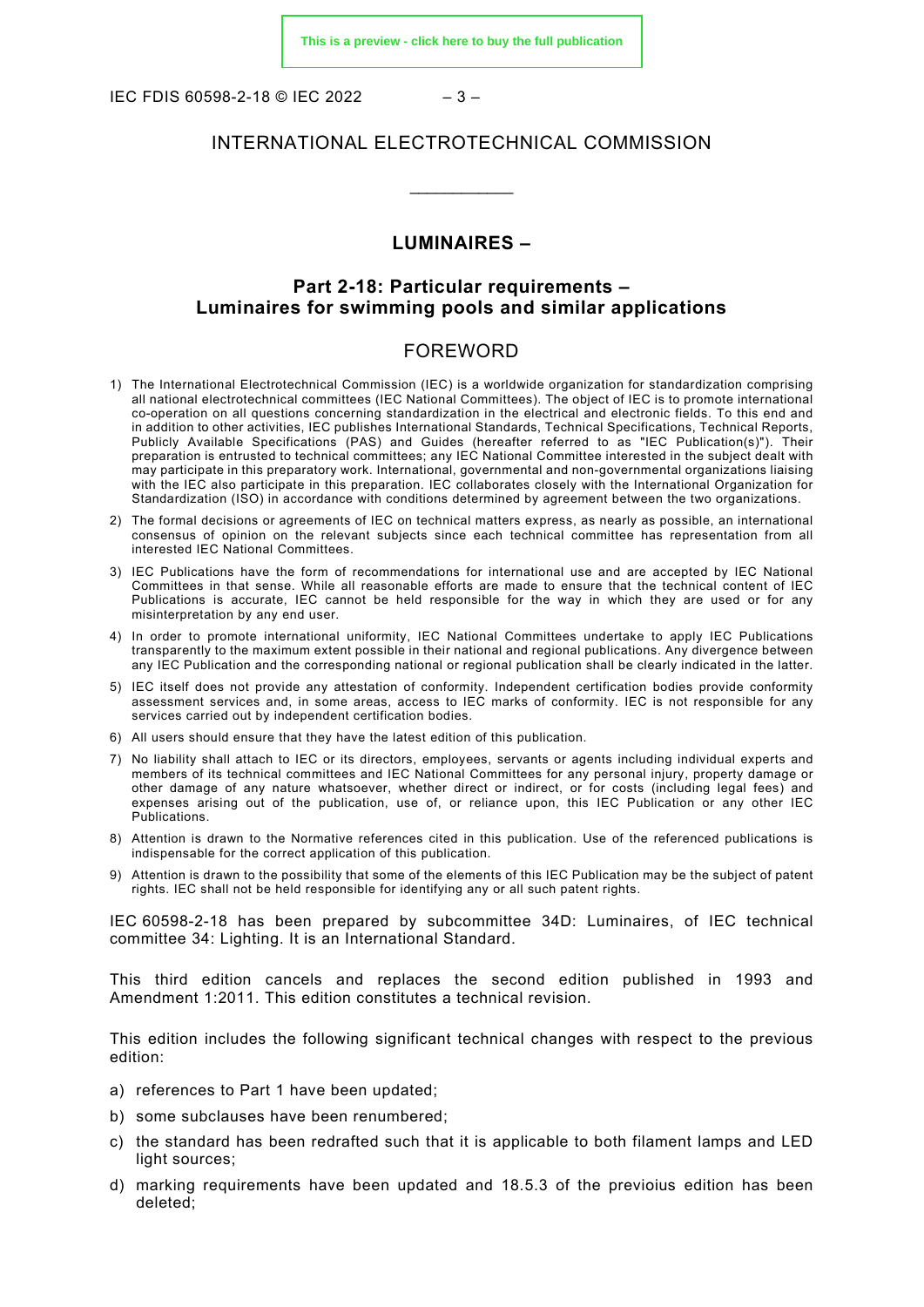INTERNATIONAL ELECTROTECHNICAL COMMISSION

\_\_\_\_\_\_\_\_\_\_\_\_

# LUMINAIRES –

## Part 2-18: Particular requirements – Luminaires for swimming pools and similar applications

## FOREWORD

1) The International Electrotechnical Commission (IEC) is a worldwide organization for standardization comprising all national electrotechnical committees (IEC National Committees). The object of IEC is to promote international co-operation on all questions concerning standardization in the electrical and electronic fields. To this end and in addition to other activities, IEC publishes International Standards, Technical Specifications, Technical Reports, Publicly Available Specifications (PAS) and Guides (hereafter referred to as "IEC Publication(s)"). Their preparation is entrusted to technical committees; any IEC National Committee interested in the subject dealt with may participate in this preparatory work. International, governmental and non-governmental organizations liaising with the IEC also participate in this preparation. IEC collaborates closely with the International Organization for Standardization (ISO) in accordance with conditions determined by agreement between the two organizations.
2) The formal decisions or agreements of IEC on technical matters express, as nearly as possible, an international consensus of opinion on the relevant subjects since each technical committee has representation from all interested IEC National Committees.
3) IEC Publications have the form of recommendations for international use and are accepted by IEC National Committees in that sense. While all reasonable efforts are made to ensure that the technical content of IEC Publications is accurate, IEC cannot be held responsible for the way in which they are used or for any misinterpretation by any end user.
4) In order to promote international uniformity, IEC National Committees undertake to apply IEC Publications transparently to the maximum extent possible in their national and regional publications. Any divergence between any IEC Publication and the corresponding national or regional publication shall be clearly indicated in the latter.
5) IEC itself does not provide any attestation of conformity. Independent certification bodies provide conformity assessment services and, in some areas, access to IEC marks of conformity. IEC is not responsible for any services carried out by independent certification bodies.
6) All users should ensure that they have the latest edition of this publication.
7) No liability shall attach to IEC or its directors, employees, servants or agents including individual experts and members of its technical committees and IEC National Committees for any personal injury, property damage or other damage of any nature whatsoever, whether direct or indirect, or for costs (including legal fees) and expenses arising out of the publication, use of, or reliance upon, this IEC Publication or any other IEC Publications.
8) Attention is drawn to the Normative references cited in this publication. Use of the referenced publications is indispensable for the correct application of this publication.
9) Attention is drawn to the possibility that some of the elements of this IEC Publication may be the subject of patent rights. IEC shall not be held responsible for identifying any or all such patent rights.

IEC 60598-2-18 has been prepared by subcommittee 34D: Luminaires, of IEC technical committee 34: Lighting. It is an International Standard.

This third edition cancels and replaces the second edition published in 1993 and Amendment 1:2011. This edition constitutes a technical revision.

This edition includes the following significant technical changes with respect to the previous edition:

a) references to Part 1 have been updated;
b) some subclauses have been renumbered;
c) the standard has been redrafted such that it is applicable to both filament lamps and LED light sources;
d) marking requirements have been updated and 18.5.3 of the previoius edition has been deleted;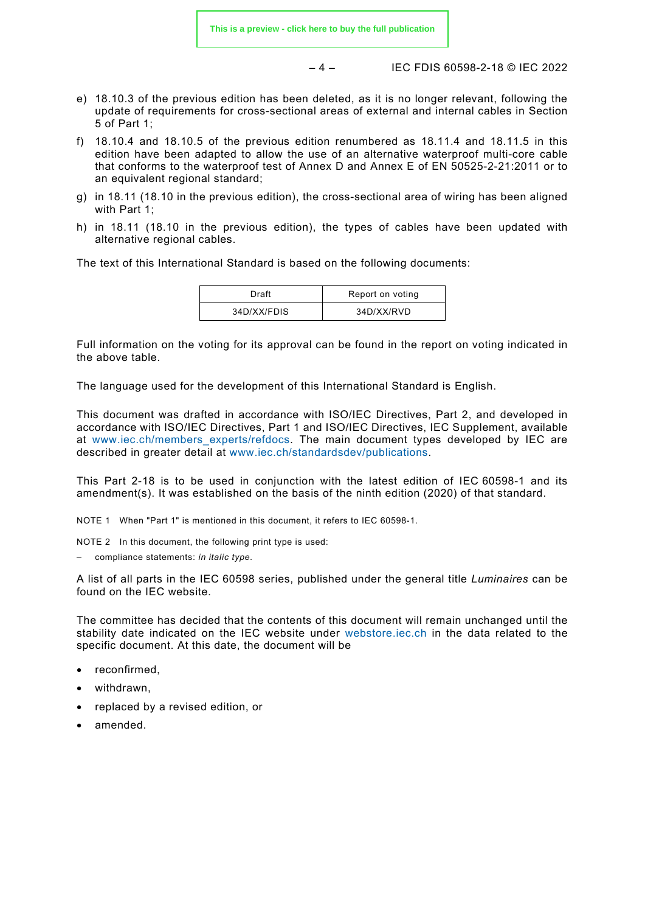e) 18.10.3 of the previous edition has been deleted, as it is no longer relevant, following the update of requirements for cross-sectional areas of external and internal cables in Section 5 of Part 1;

f) 18.10.4 and 18.10.5 of the previous edition renumbered as 18.11.4 and 18.11.5 in this edition have been adapted to allow the use of an alternative waterproof multi-core cable that conforms to the waterproof test of Annex D and Annex E of EN 50525-2-21:2011 or to an equivalent regional standard;

g) in 18.11 (18.10 in the previous edition), the cross-sectional area of wiring has been aligned with Part 1;

h) in 18.11 (18.10 in the previous edition), the types of cables have been updated with alternative regional cables.

The text of this International Standard is based on the following documents:

| Draft | Report on voting |
|---|---|
| 34D/XX/FDIS | 34D/XX/RVD |

Full information on the voting for its approval can be found in the report on voting indicated in the above table.

The language used for the development of this International Standard is English.

This document was drafted in accordance with ISO/IEC Directives, Part 2, and developed in accordance with ISO/IEC Directives, Part 1 and ISO/IEC Directives, IEC Supplement, available at www.iec.ch/members_experts/refdocs. The main document types developed by IEC are described in greater detail at www.iec.ch/standardsdev/publications.

This Part 2-18 is to be used in conjunction with the latest edition of IEC 60598-1 and its amendment(s). It was established on the basis of the ninth edition (2020) of that standard.

NOTE 1 When "Part 1" is mentioned in this document, it refers to IEC 60598-1.

NOTE 2 In this document, the following print type is used:

– compliance statements: *in italic type*.

A list of all parts in the IEC 60598 series, published under the general title *Luminaires* can be found on the IEC website.

The committee has decided that the contents of this document will remain unchanged until the stability date indicated on the IEC website under webstore.iec.ch in the data related to the specific document. At this date, the document will be

- reconfirmed,
- withdrawn,
- replaced by a revised edition, or
- amended.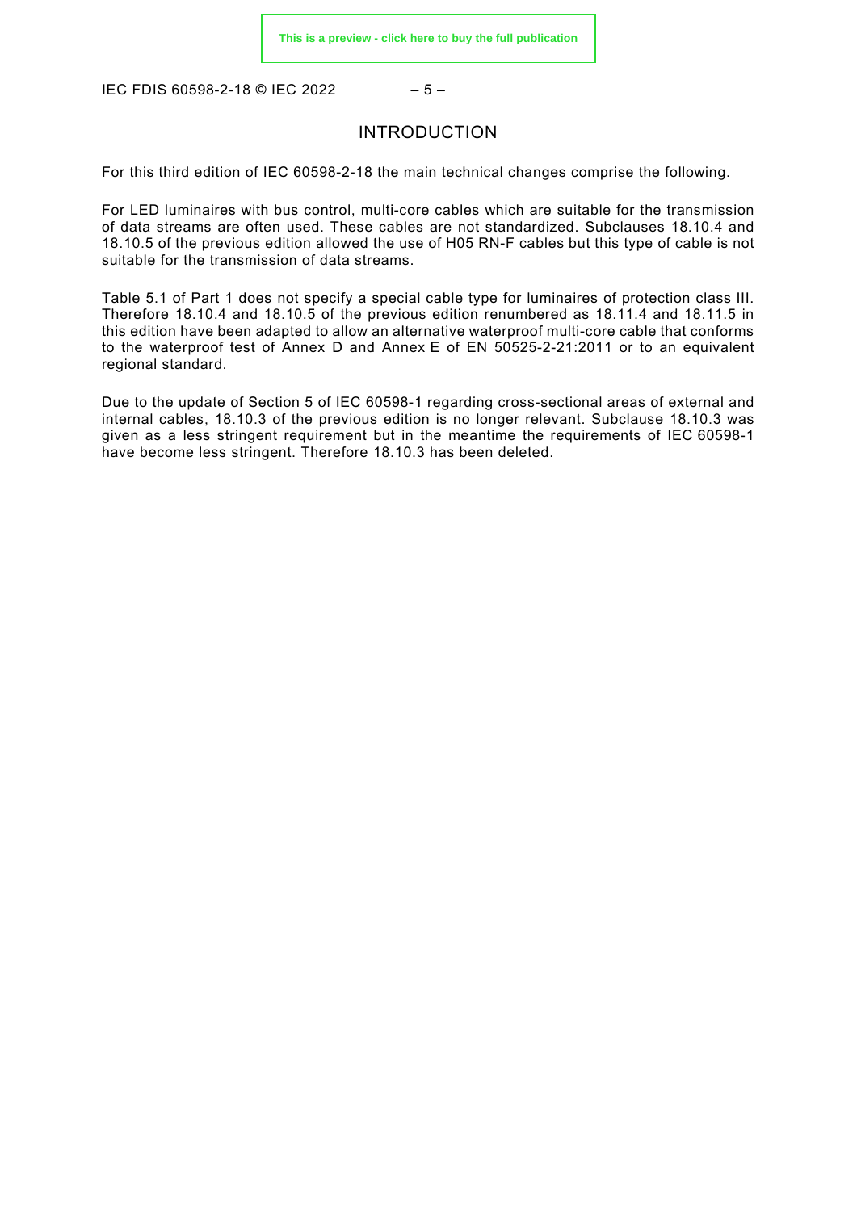# INTRODUCTION

For this third edition of IEC 60598-2-18 the main technical changes comprise the following.

For LED luminaires with bus control, multi-core cables which are suitable for the transmission of data streams are often used. These cables are not standardized. Subclauses 18.10.4 and 18.10.5 of the previous edition allowed the use of H05 RN-F cables but this type of cable is not suitable for the transmission of data streams.

Table 5.1 of Part 1 does not specify a special cable type for luminaires of protection class III. Therefore 18.10.4 and 18.10.5 of the previous edition renumbered as 18.11.4 and 18.11.5 in this edition have been adapted to allow an alternative waterproof multi-core cable that conforms to the waterproof test of Annex D and Annex E of EN 50525-2-21:2011 or to an equivalent regional standard.

Due to the update of Section 5 of IEC 60598-1 regarding cross-sectional areas of external and internal cables, 18.10.3 of the previous edition is no longer relevant. Subclause 18.10.3 was given as a less stringent requirement but in the meantime the requirements of IEC 60598-1 have become less stringent. Therefore 18.10.3 has been deleted.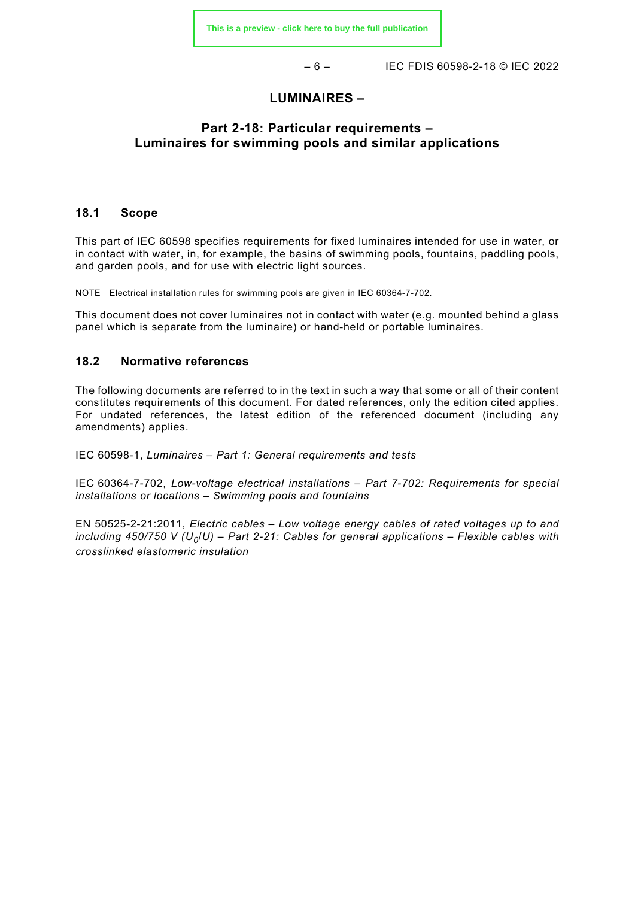# LUMINAIRES –

## Part 2-18: Particular requirements – Luminaires for swimming pools and similar applications

### 18.1 Scope

This part of IEC 60598 specifies requirements for fixed luminaires intended for use in water, or in contact with water, in, for example, the basins of swimming pools, fountains, paddling pools, and garden pools, and for use with electric light sources.

NOTE Electrical installation rules for swimming pools are given in IEC 60364-7-702.

This document does not cover luminaires not in contact with water (e.g. mounted behind a glass panel which is separate from the luminaire) or hand-held or portable luminaires.

### 18.2 Normative references

The following documents are referred to in the text in such a way that some or all of their content constitutes requirements of this document. For dated references, only the edition cited applies. For undated references, the latest edition of the referenced document (including any amendments) applies.

IEC 60598-1, *Luminaires – Part 1: General requirements and tests*

IEC 60364-7-702, *Low-voltage electrical installations – Part 7-702: Requirements for special installations or locations – Swimming pools and fountains*

EN 50525-2-21:2011, *Electric cables – Low voltage energy cables of rated voltages up to and including 450/750 V ($U_0$/U) – Part 2-21: Cables for general applications – Flexible cables with crosslinked elastomeric insulation*